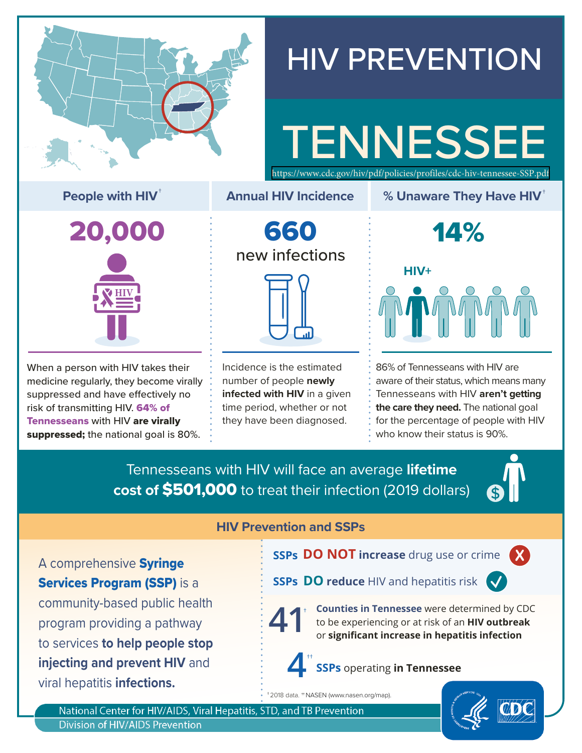# HIV PREVENTION

# TENNESSEE

https://www.cdc.gov/hiv/pdf/policies/profiles/cdc-hiv-tennessee-SSP.pdf

## People with HIV[†]

**20,000**

When a person with HIV takes their medicine regularly, they become virally suppressed and have effectively no risk of transmitting HIV. **64% of Tennesseans** with HIV **are virally suppressed;** the national goal is 80%.

## Annual HIV Incidence

**660**

new infections

Incidence is the estimated number of people **newly infected with HIV** in a given time period, whether or not they have been diagnosed.

## % Unaware They Have HIV[†]

**14%**

HIV+

86% of Tennesseans with HIV are aware of their status, which means many Tennesseans with HIV **aren't getting the care they need.** The national goal for the percentage of people with HIV who know their status is 90%.

Tennesseans with HIV will face an average **lifetime cost of $501,000** to treat their infection (2019 dollars)

## HIV Prevention and SSPs

A comprehensive **Syringe Services Program (SSP)** is a community-based public health program providing a pathway to services **to help people stop injecting and prevent HIV** and viral hepatitis **infections.**

**SSPs DO NOT increase** drug use or crime

**SSPs DO reduce** HIV and hepatitis risk

**41**[†] **Counties in Tennessee** were determined by CDC to be experiencing or at risk of an **HIV outbreak** or **significant increase in hepatitis infection**

**4**[††] **SSPs** operating **in Tennessee**

[†] 2018 data. [††] NASEN (www.nasen.org/map).

National Center for HIV/AIDS, Viral Hepatitis, STD, and TB Prevention
Division of HIV/AIDS Prevention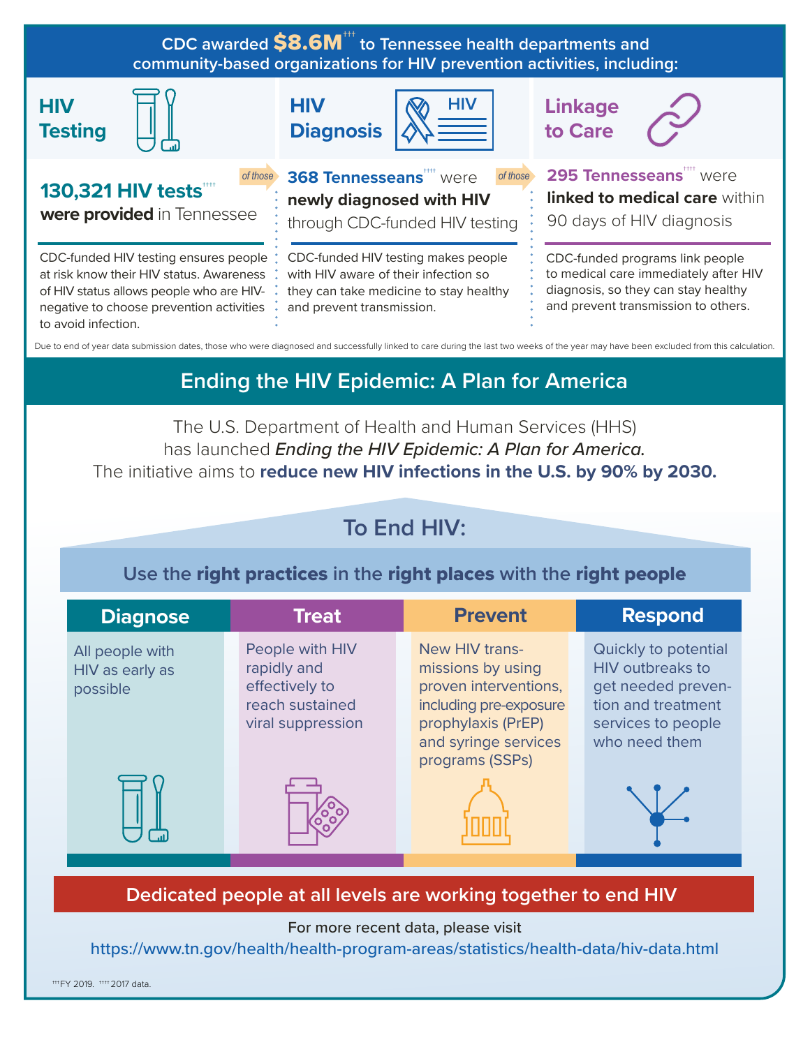## CDC awarded $8.6M[†††] to Tennessee health departments and community-based organizations for HIV prevention activities, including:

### HIV Testing

**130,321 HIV tests[††††] were provided** in Tennessee

CDC-funded HIV testing ensures people at risk know their HIV status. Awareness of HIV status allows people who are HIV-negative to choose prevention activities to avoid infection.

*of those*

### HIV Diagnosis

**368 Tennesseans[††††]** were **newly diagnosed with HIV** through CDC-funded HIV testing

CDC-funded HIV testing makes people with HIV aware of their infection so they can take medicine to stay healthy and prevent transmission.

*of those*

### Linkage to Care

**295 Tennesseans[††††]** were **linked to medical care** within 90 days of HIV diagnosis

CDC-funded programs link people to medical care immediately after HIV diagnosis, so they can stay healthy and prevent transmission to others.

Due to end of year data submission dates, those who were diagnosed and successfully linked to care during the last two weeks of the year may have been excluded from this calculation.

## Ending the HIV Epidemic: A Plan for America

The U.S. Department of Health and Human Services (HHS) has launched *Ending the HIV Epidemic: A Plan for America.* The initiative aims to **reduce new HIV infections in the U.S. by 90% by 2030.**

### To End HIV:

Use the **right practices** in the **right places** with the **right people**

**Diagnose**

All people with HIV as early as possible

**Treat**

People with HIV rapidly and effectively to reach sustained viral suppression

**Prevent**

New HIV transmissions by using proven interventions, including pre-exposure prophylaxis (PrEP) and syringe services programs (SSPs)

**Respond**

Quickly to potential HIV outbreaks to get needed prevention and treatment services to people who need them

**Dedicated people at all levels are working together to end HIV**

For more recent data, please visit
https://www.tn.gov/health/health-program-areas/statistics/health-data/hiv-data.html

[†††] FY 2019. [††††] 2017 data.